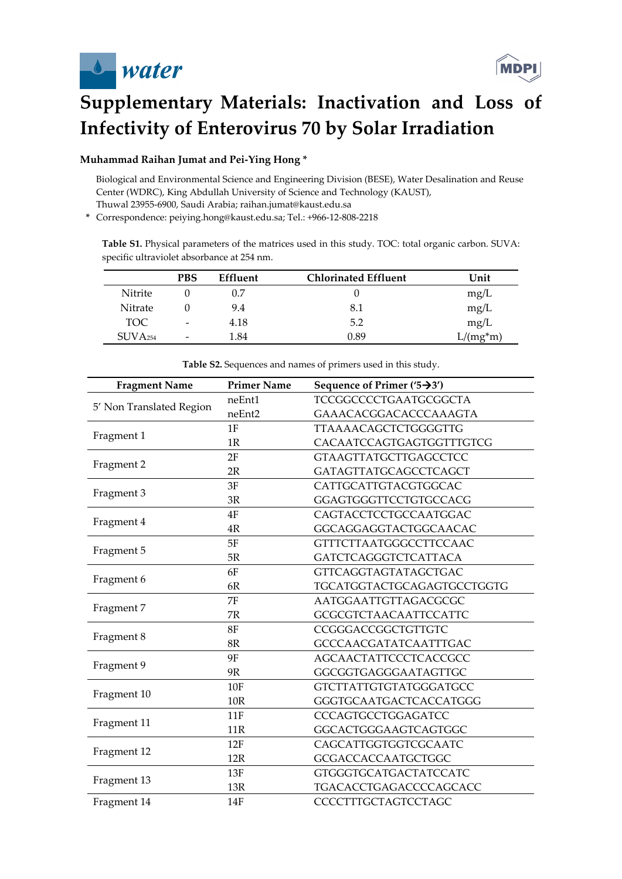# Supplementary Materials: Inactivation and Loss of Infectivity of Enterovirus 70 by Solar Irradiation

**Muhammad Raihan Jumat and Pei-Ying Hong ***

Biological and Environmental Science and Engineering Division (BESE), Water Desalination and Reuse Center (WDRC), King Abdullah University of Science and Technology (KAUST), Thuwal 23955-6900, Saudi Arabia; raihan.jumat@kaust.edu.sa

* Correspondence: peiying.hong@kaust.edu.sa; Tel.: +966-12-808-2218

**Table S1.** Physical parameters of the matrices used in this study. TOC: total organic carbon. SUVA: specific ultraviolet absorbance at 254 nm.

| | PBS | Effluent | Chlorinated Effluent | Unit |
|---|---|---|---|---|
| Nitrite | 0 | 0.7 | 0 | mg/L |
| Nitrate | 0 | 9.4 | 8.1 | mg/L |
| TOC | - | 4.18 | 5.2 | mg/L |
| $SUVA_{254}$ | - | 1.84 | 0.89 | L/(mg*m) |

**Table S2.** Sequences and names of primers used in this study.

| Fragment Name | Primer Name | Sequence of Primer ('5→3') |
|---|---|---|
| 5′ Non Translated Region | neEnt1 | TCCGGCCCCTGAATGCGGCTA |
| | neEnt2 | GAAACACGGACACCCAAAGTA |
| Fragment 1 | 1F | TTAAAACAGCTCTGGGGTTG |
| | 1R | CACAATCCAGTGAGTGGTTTGTCG |
| Fragment 2 | 2F | GTAAGTTATGCTTGAGCCTCC |
| | 2R | GATAGTTATGCAGCCTCAGCT |
| Fragment 3 | 3F | CATTGCATTGTACGTGGCAC |
| | 3R | GGAGTGGGTTCCTGTGCCACG |
| Fragment 4 | 4F | CAGTACCTCCTGCCAATGGAC |
| | 4R | GGCAGGAGGTACTGGCAACAC |
| Fragment 5 | 5F | GTTTCTTAATGGGCCTTCCAAC |
| | 5R | GATCTCAGGGTCTCATTACA |
| Fragment 6 | 6F | GTTCAGGTAGTATAGCTGAC |
| | 6R | TGCATGGTACTGCAGAGTGCCTGGTG |
| Fragment 7 | 7F | AATGGAATTGTTAGACGCGC |
| | 7R | GCGCGTCTAACAATTCCATTC |
| Fragment 8 | 8F | CCGGGACCGGCTGTTGTC |
| | 8R | GCCCAACGATATCAATTTGAC |
| Fragment 9 | 9F | AGCAACTATTCCCTCACCGCC |
| | 9R | GGCGGTGAGGGAATAGTTGC |
| Fragment 10 | 10F | GTCTTATTGTGTATGGGATGCC |
| | 10R | GGGTGCAATGACTCACCATGGG |
| Fragment 11 | 11F | CCCAGTGCCTGGAGATCC |
| | 11R | GGCACTGGGAAGTCAGTGGC |
| Fragment 12 | 12F | CAGCATTGGTGGTCGCAATC |
| | 12R | GCGACCACCAATGCTGGC |
| Fragment 13 | 13F | GTGGGTGCATGACTATCCATC |
| | 13R | TGACACCTGAGACCCCAGCACC |
| Fragment 14 | 14F | CCCCTTTGCTAGTCCTAGC |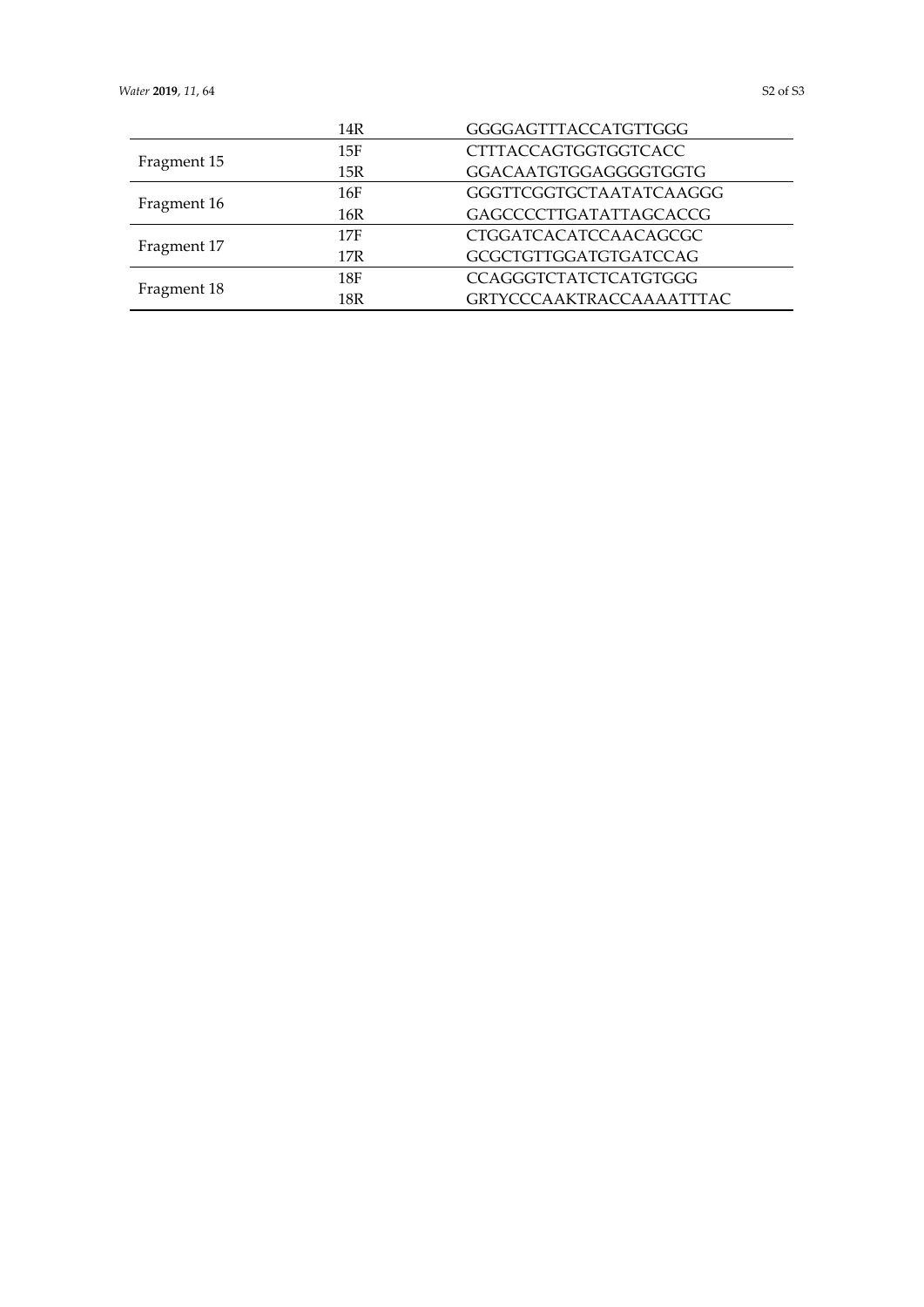|  |  |  |
|---|---|---|
|  | 14R | GGGGAGTTTACCATGTTGGG |
| Fragment 15 | 15F | CTTTACCAGTGGTGGTCACC |
|  | 15R | GGACAATGTGGAGGGGTGGTG |
| Fragment 16 | 16F | GGGTTCGGTGCTAATATCAAGGG |
|  | 16R | GAGCCCCTTGATATTAGCACCG |
| Fragment 17 | 17F | CTGGATCACATCCAACAGCGC |
|  | 17R | GCGCTGTTGGATGTGATCCAG |
| Fragment 18 | 18F | CCAGGGTCTATCTCATGTGGG |
|  | 18R | GRTYCCCAAKTRACCAAAATTTAC |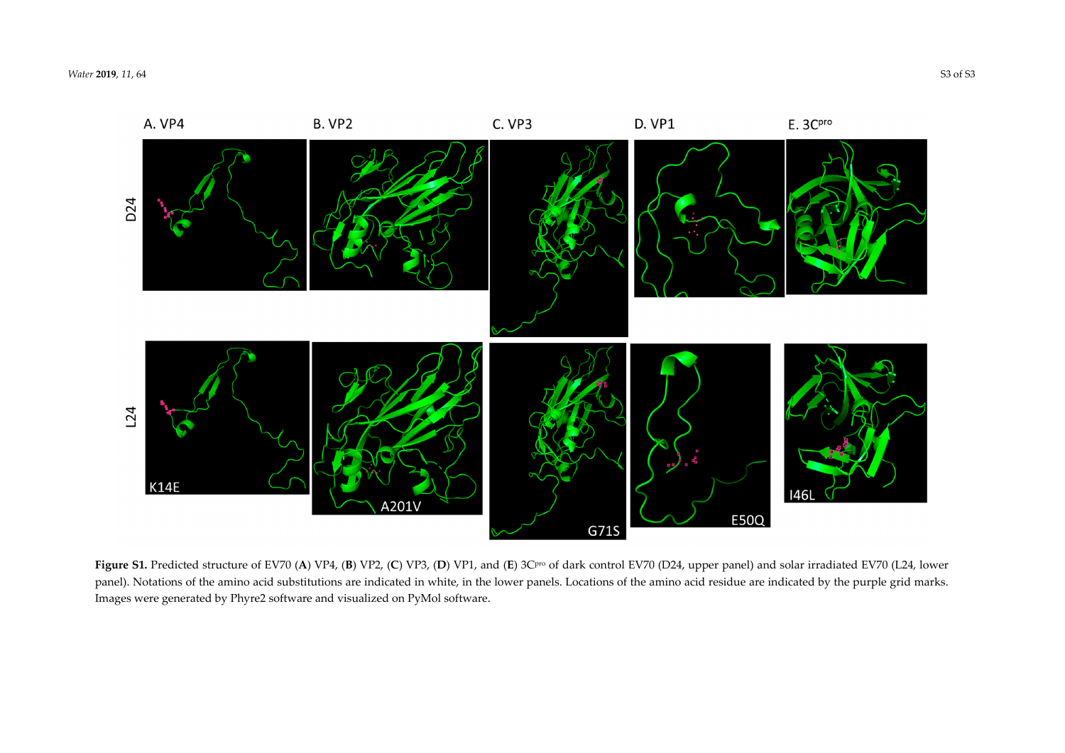A. VP4

B. VP2

C. VP3

D. VP1

E. 3C$^{pro}$

D24

L24

K14E

A201V

G71S

E50Q

I46L

**Figure S1.** Predicted structure of EV70 (**A**) VP4, (**B**) VP2, (**C**) VP3, (**D**) VP1, and (**E**) 3C$^{pro}$ of dark control EV70 (D24, upper panel) and solar irradiated EV70 (L24, lower panel). Notations of the amino acid substitutions are indicated in white, in the lower panels. Locations of the amino acid residue are indicated by the purple grid marks. Images were generated by Phyre2 software and visualized on PyMol software.